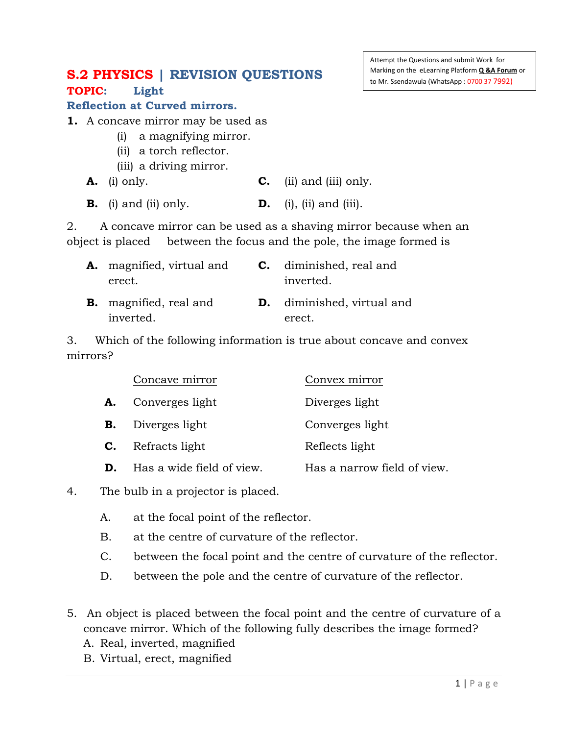# S.2 PHYSICS | REVISION QUESTIONS

Attempt the Questions and submit Work for Marking on the eLearning Platform **Q &A Forum** or to Mr. Ssendawula (WhatsApp : 0700 37 7992)

## TOPIC: Light

### Reflection at Curved mirrors.

**1.** A concave mirror may be used as

(i) a magnifying mirror.
(ii) a torch reflector.
(iii) a driving mirror.

**A.** (i) only.
**B.** (i) and (ii) only.
**C.** (ii) and (iii) only.
**D.** (i), (ii) and (iii).

2. A concave mirror can be used as a shaving mirror because when an object is placed between the focus and the pole, the image formed is

**A.** magnified, virtual and erect.
**B.** magnified, real and inverted.
**C.** diminished, real and inverted.
**D.** diminished, virtual and erect.

3. Which of the following information is true about concave and convex mirrors?

| | Concave mirror | Convex mirror |
|---|---|---|
| **A.** | Converges light | Diverges light |
| **B.** | Diverges light | Converges light |
| **C.** | Refracts light | Reflects light |
| **D.** | Has a wide field of view. | Has a narrow field of view. |

4. The bulb in a projector is placed.

A. at the focal point of the reflector.
B. at the centre of curvature of the reflector.
C. between the focal point and the centre of curvature of the reflector.
D. between the pole and the centre of curvature of the reflector.

5. An object is placed between the focal point and the centre of curvature of a concave mirror. Which of the following fully describes the image formed?

A. Real, inverted, magnified
B. Virtual, erect, magnified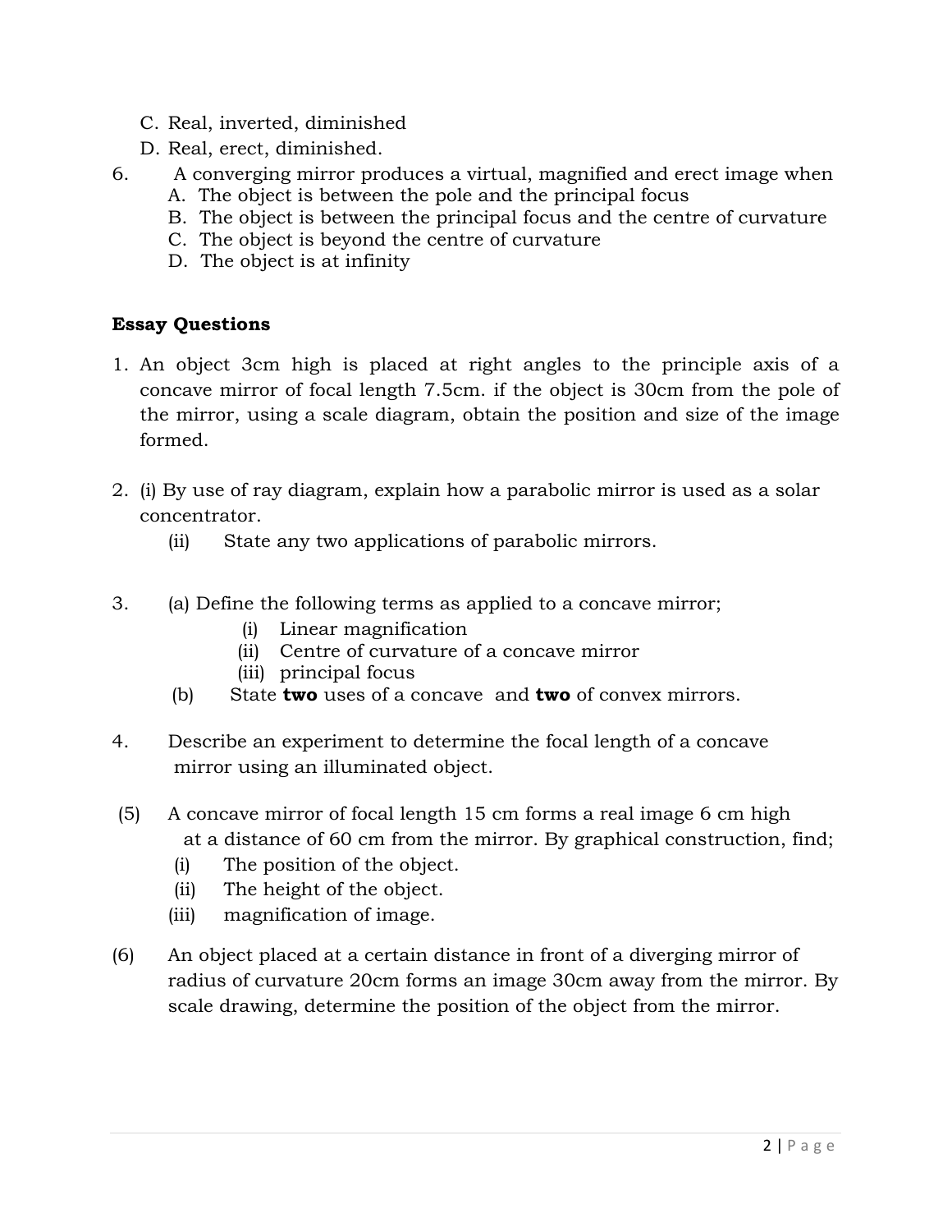C. Real, inverted, diminished
D. Real, erect, diminished.

6. A converging mirror produces a virtual, magnified and erect image when
   A. The object is between the pole and the principal focus
   B. The object is between the principal focus and the centre of curvature
   C. The object is beyond the centre of curvature
   D. The object is at infinity

**Essay Questions**

1. An object 3cm high is placed at right angles to the principle axis of a concave mirror of focal length 7.5cm. if the object is 30cm from the pole of the mirror, using a scale diagram, obtain the position and size of the image formed.

2. (i) By use of ray diagram, explain how a parabolic mirror is used as a solar concentrator.
   (ii) State any two applications of parabolic mirrors.

3. (a) Define the following terms as applied to a concave mirror;
   (i) Linear magnification
   (ii) Centre of curvature of a concave mirror
   (iii) principal focus
   (b) State **two** uses of a concave and **two** of convex mirrors.

4. Describe an experiment to determine the focal length of a concave mirror using an illuminated object.

(5) A concave mirror of focal length 15 cm forms a real image 6 cm high at a distance of 60 cm from the mirror. By graphical construction, find;
   (i) The position of the object.
   (ii) The height of the object.
   (iii) magnification of image.

(6) An object placed at a certain distance in front of a diverging mirror of radius of curvature 20cm forms an image 30cm away from the mirror. By scale drawing, determine the position of the object from the mirror.